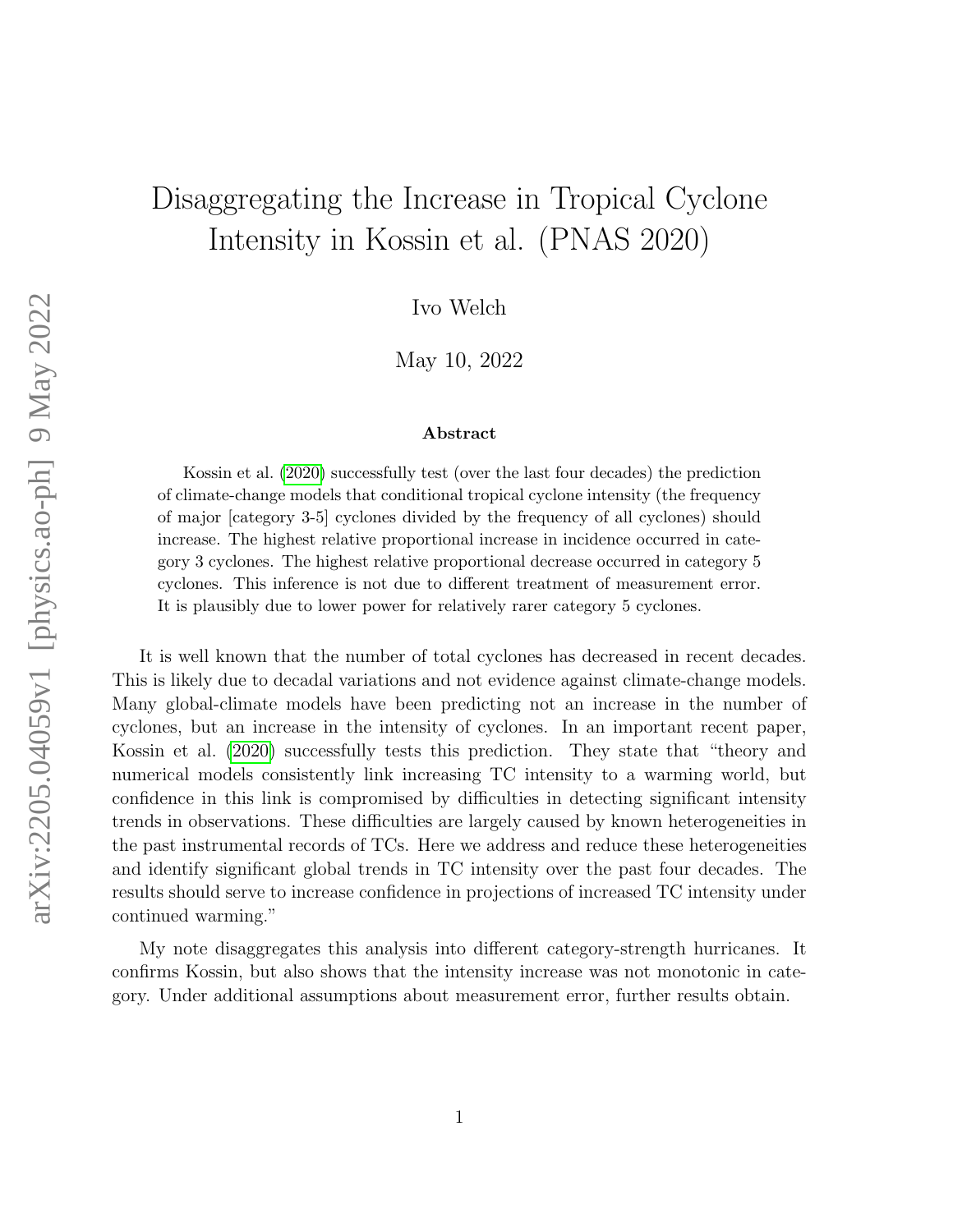# Disaggregating the Increase in Tropical Cyclone Intensity in Kossin et al. (PNAS 2020)

Ivo Welch

May 10, 2022

### Abstract

Kossin et al. (2020) successfully test (over the last four decades) the prediction of climate-change models that conditional tropical cyclone intensity (the frequency of major [category 3-5] cyclones divided by the frequency of all cyclones) should increase. The highest relative proportional increase in incidence occurred in category 3 cyclones. The highest relative proportional decrease occurred in category 5 cyclones. This inference is not due to different treatment of measurement error. It is plausibly due to lower power for relatively rarer category 5 cyclones.

It is well known that the number of total cyclones has decreased in recent decades. This is likely due to decadal variations and not evidence against climate-change models. Many global-climate models have been predicting not an increase in the number of cyclones, but an increase in the intensity of cyclones. In an important recent paper, Kossin et al. (2020) successfully tests this prediction. They state that "theory and numerical models consistently link increasing TC intensity to a warming world, but confidence in this link is compromised by difficulties in detecting significant intensity trends in observations. These difficulties are largely caused by known heterogeneities in the past instrumental records of TCs. Here we address and reduce these heterogeneities and identify significant global trends in TC intensity over the past four decades. The results should serve to increase confidence in projections of increased TC intensity under continued warming."

My note disaggregates this analysis into different category-strength hurricanes. It confirms Kossin, but also shows that the intensity increase was not monotonic in category. Under additional assumptions about measurement error, further results obtain.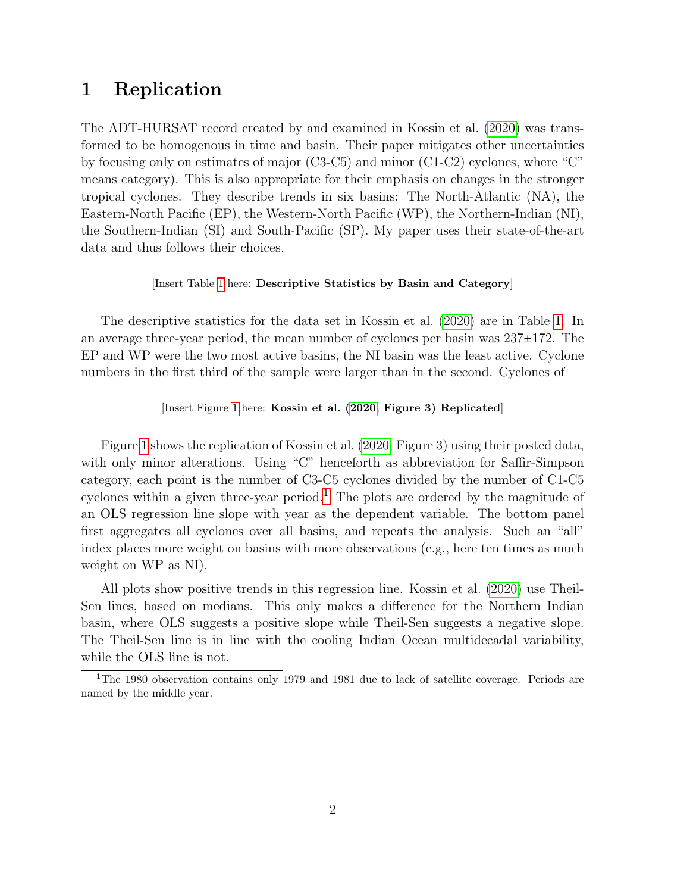# 1 Replication

The ADT-HURSAT record created by and examined in Kossin et al. (2020) was transformed to be homogenous in time and basin. Their paper mitigates other uncertainties by focusing only on estimates of major (C3-C5) and minor (C1-C2) cyclones, where "C" means category). This is also appropriate for their emphasis on changes in the stronger tropical cyclones. They describe trends in six basins: The North-Atlantic (NA), the Eastern-North Pacific (EP), the Western-North Pacific (WP), the Northern-Indian (NI), the Southern-Indian (SI) and South-Pacific (SP). My paper uses their state-of-the-art data and thus follows their choices.

[Insert Table 1 here: **Descriptive Statistics by Basin and Category**]

The descriptive statistics for the data set in Kossin et al. (2020) are in Table 1. In an average three-year period, the mean number of cyclones per basin was 237±172. The EP and WP were the two most active basins, the NI basin was the least active. Cyclone numbers in the first third of the sample were larger than in the second. Cyclones of

[Insert Figure 1 here: **Kossin et al. (2020, Figure 3) Replicated**]

Figure 1 shows the replication of Kossin et al. (2020, Figure 3) using their posted data, with only minor alterations. Using "C" henceforth as abbreviation for Saffir-Simpson category, each point is the number of C3-C5 cyclones divided by the number of C1-C5 cyclones within a given three-year period.[1] The plots are ordered by the magnitude of an OLS regression line slope with year as the dependent variable. The bottom panel first aggregates all cyclones over all basins, and repeats the analysis. Such an "all" index places more weight on basins with more observations (e.g., here ten times as much weight on WP as NI).

All plots show positive trends in this regression line. Kossin et al. (2020) use Theil-Sen lines, based on medians. This only makes a difference for the Northern Indian basin, where OLS suggests a positive slope while Theil-Sen suggests a negative slope. The Theil-Sen line is in line with the cooling Indian Ocean multidecadal variability, while the OLS line is not.

[1] The 1980 observation contains only 1979 and 1981 due to lack of satellite coverage. Periods are named by the middle year.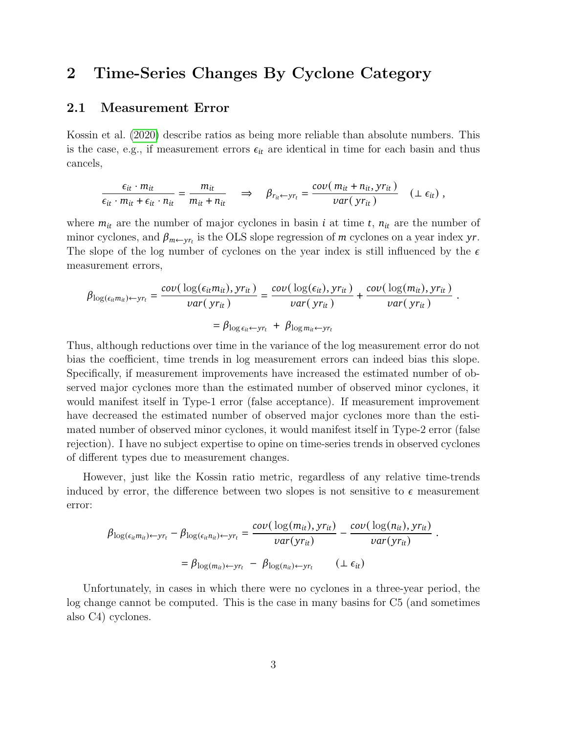# 2 Time-Series Changes By Cyclone Category

## 2.1 Measurement Error

Kossin et al. (2020) describe ratios as being more reliable than absolute numbers. This is the case, e.g., if measurement errors $\epsilon_{it}$ are identical in time for each basin and thus cancels,

$$\frac{\epsilon_{it} \cdot m_{it}}{\epsilon_{it} \cdot m_{it} + \epsilon_{it} \cdot n_{it}} = \frac{m_{it}}{m_{it} + n_{it}} \quad \Rightarrow \quad \beta_{r_{it} \leftarrow yr_t} = \frac{cov(\, m_{it} + n_{it}, yr_{it}\,)}{var(\, yr_{it}\,)} \quad (\perp \epsilon_{it}) \ ,$$

where $m_{it}$ are the number of major cyclones in basin $i$ at time $t$, $n_{it}$ are the number of minor cyclones, and $\beta_{m \leftarrow yr_t}$ is the OLS slope regression of $m$ cyclones on a year index $yr$. The slope of the log number of cyclones on the year index is still influenced by the $\epsilon$ measurement errors,

$$\beta_{\log(\epsilon_{it} m_{it}) \leftarrow yr_t} = \frac{cov(\, \log(\epsilon_{it} m_{it}), yr_{it}\,)}{var(\, yr_{it}\,)} = \frac{cov(\, \log(\epsilon_{it}), yr_{it}\,)}{var(\, yr_{it}\,)} + \frac{cov(\, \log(m_{it}), yr_{it}\,)}{var(\, yr_{it}\,)} \ .$$

$$= \beta_{\log \epsilon_{it} \leftarrow yr_t} \ + \ \beta_{\log m_{it} \leftarrow yr_t}$$

Thus, although reductions over time in the variance of the log measurement error do not bias the coefficient, time trends in log measurement errors can indeed bias this slope. Specifically, if measurement improvements have increased the estimated number of observed major cyclones more than the estimated number of observed minor cyclones, it would manifest itself in Type-1 error (false acceptance). If measurement improvement have decreased the estimated number of observed major cyclones more than the estimated number of observed minor cyclones, it would manifest itself in Type-2 error (false rejection). I have no subject expertise to opine on time-series trends in observed cyclones of different types due to measurement changes.

However, just like the Kossin ratio metric, regardless of any relative time-trends induced by error, the difference between two slopes is not sensitive to $\epsilon$ measurement error:

$$\beta_{\log(\epsilon_{it} m_{it}) \leftarrow yr_t} - \beta_{\log(\epsilon_{it} n_{it}) \leftarrow yr_t} = \frac{cov(\, \log(m_{it}), yr_{it})}{var(yr_{it})} - \frac{cov(\, \log(n_{it}), yr_{it})}{var(yr_{it})} \ .$$

$$= \beta_{\log(m_{it}) \leftarrow yr_t} \ - \ \beta_{\log(n_{it}) \leftarrow yr_t} \qquad (\perp \epsilon_{it})$$

Unfortunately, in cases in which there were no cyclones in a three-year period, the log change cannot be computed. This is the case in many basins for C5 (and sometimes also C4) cyclones.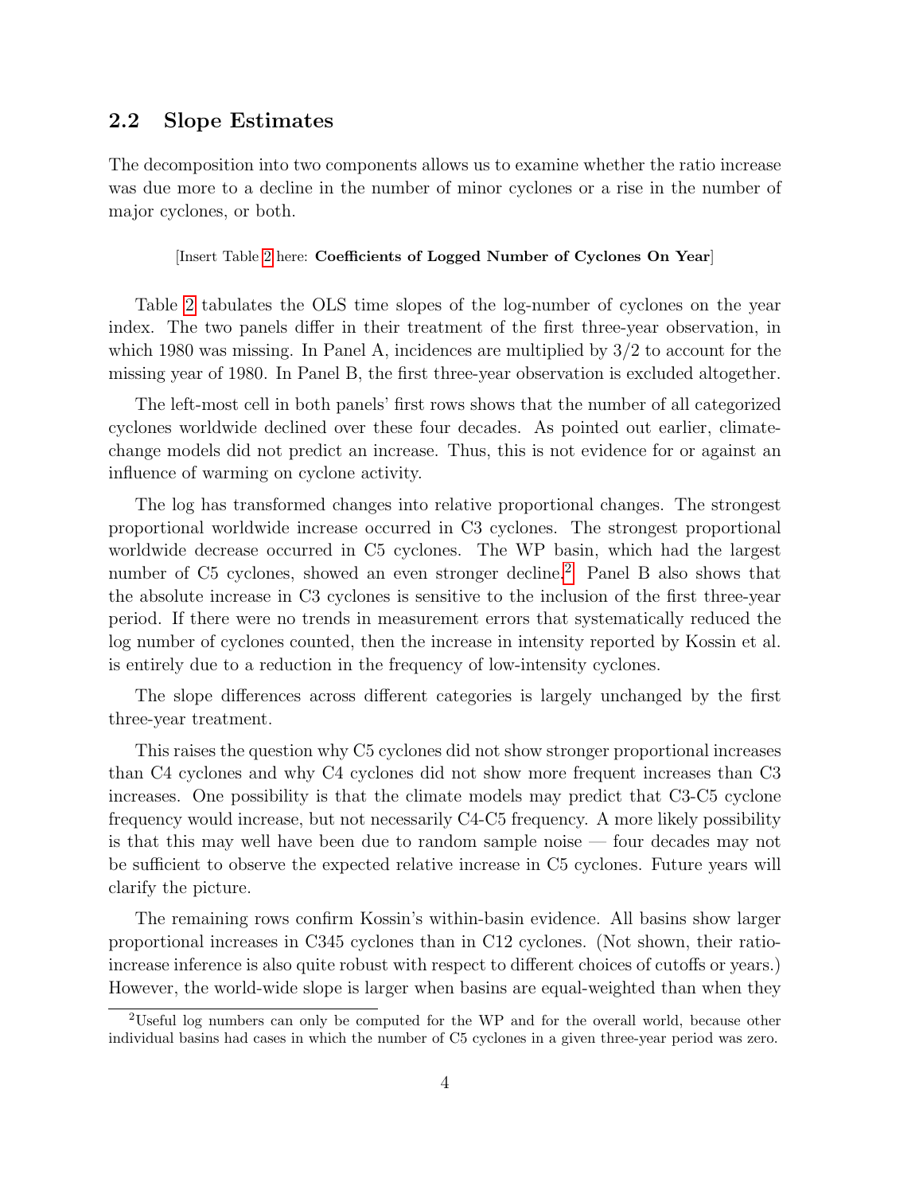## 2.2 Slope Estimates

The decomposition into two components allows us to examine whether the ratio increase was due more to a decline in the number of minor cyclones or a rise in the number of major cyclones, or both.

[Insert Table 2 here: **Coefficients of Logged Number of Cyclones On Year**]

Table 2 tabulates the OLS time slopes of the log-number of cyclones on the year index. The two panels differ in their treatment of the first three-year observation, in which 1980 was missing. In Panel A, incidences are multiplied by 3/2 to account for the missing year of 1980. In Panel B, the first three-year observation is excluded altogether.

The left-most cell in both panels' first rows shows that the number of all categorized cyclones worldwide declined over these four decades. As pointed out earlier, climate-change models did not predict an increase. Thus, this is not evidence for or against an influence of warming on cyclone activity.

The log has transformed changes into relative proportional changes. The strongest proportional worldwide increase occurred in C3 cyclones. The strongest proportional worldwide decrease occurred in C5 cyclones. The WP basin, which had the largest number of C5 cyclones, showed an even stronger decline.[2] Panel B also shows that the absolute increase in C3 cyclones is sensitive to the inclusion of the first three-year period. If there were no trends in measurement errors that systematically reduced the log number of cyclones counted, then the increase in intensity reported by Kossin et al. is entirely due to a reduction in the frequency of low-intensity cyclones.

The slope differences across different categories is largely unchanged by the first three-year treatment.

This raises the question why C5 cyclones did not show stronger proportional increases than C4 cyclones and why C4 cyclones did not show more frequent increases than C3 increases. One possibility is that the climate models may predict that C3-C5 cyclone frequency would increase, but not necessarily C4-C5 frequency. A more likely possibility is that this may well have been due to random sample noise — four decades may not be sufficient to observe the expected relative increase in C5 cyclones. Future years will clarify the picture.

The remaining rows confirm Kossin's within-basin evidence. All basins show larger proportional increases in C345 cyclones than in C12 cyclones. (Not shown, their ratio-increase inference is also quite robust with respect to different choices of cutoffs or years.) However, the world-wide slope is larger when basins are equal-weighted than when they

[2] Useful log numbers can only be computed for the WP and for the overall world, because other individual basins had cases in which the number of C5 cyclones in a given three-year period was zero.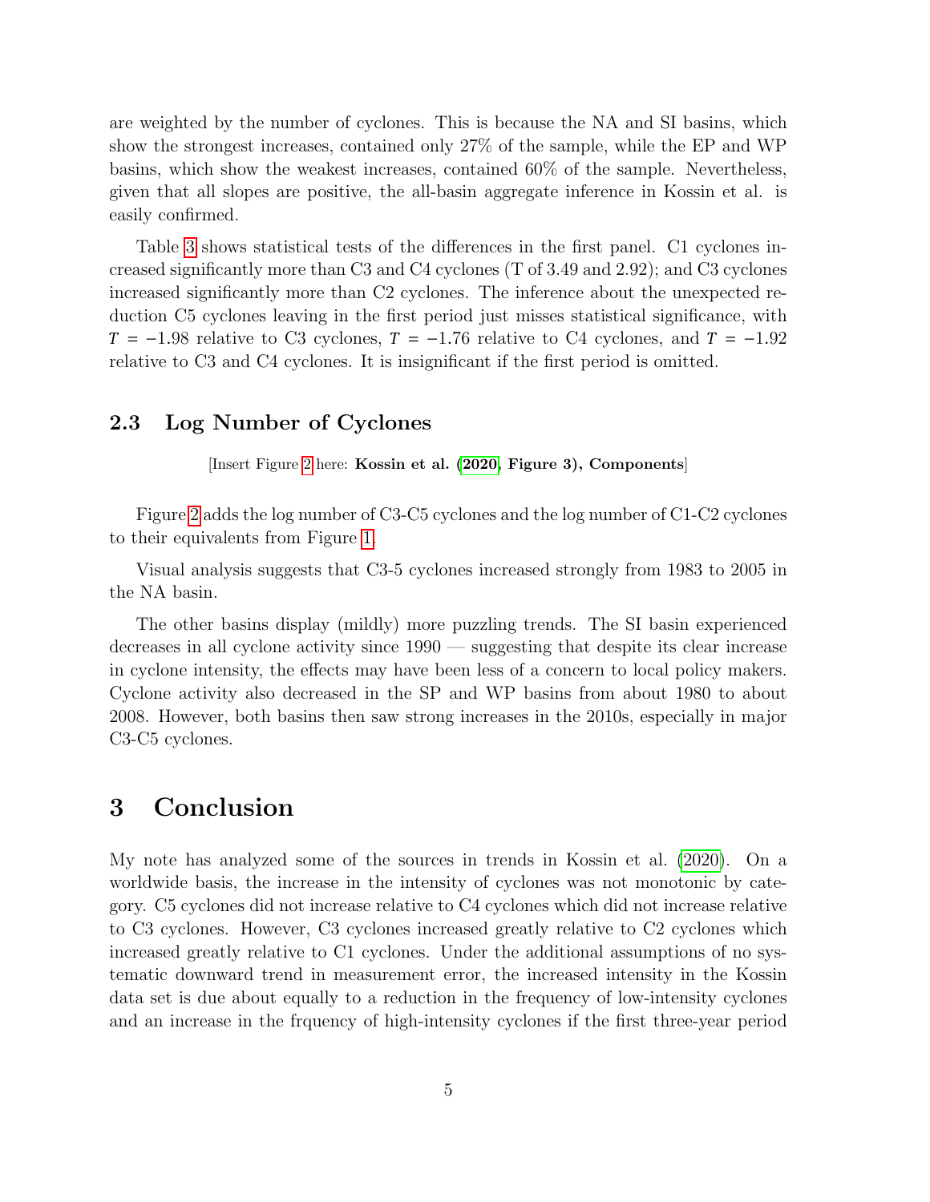are weighted by the number of cyclones. This is because the NA and SI basins, which show the strongest increases, contained only 27% of the sample, while the EP and WP basins, which show the weakest increases, contained 60% of the sample. Nevertheless, given that all slopes are positive, the all-basin aggregate inference in Kossin et al. is easily confirmed.

Table 3 shows statistical tests of the differences in the first panel. C1 cyclones increased significantly more than C3 and C4 cyclones (T of 3.49 and 2.92); and C3 cyclones increased significantly more than C2 cyclones. The inference about the unexpected reduction C5 cyclones leaving in the first period just misses statistical significance, with $T = -1.98$ relative to C3 cyclones, $T = -1.76$ relative to C4 cyclones, and $T = -1.92$ relative to C3 and C4 cyclones. It is insignificant if the first period is omitted.

### 2.3 Log Number of Cyclones

[Insert Figure 2 here: **Kossin et al. (2020, Figure 3), Components**]

Figure 2 adds the log number of C3-C5 cyclones and the log number of C1-C2 cyclones to their equivalents from Figure 1.

Visual analysis suggests that C3-5 cyclones increased strongly from 1983 to 2005 in the NA basin.

The other basins display (mildly) more puzzling trends. The SI basin experienced decreases in all cyclone activity since 1990 — suggesting that despite its clear increase in cyclone intensity, the effects may have been less of a concern to local policy makers. Cyclone activity also decreased in the SP and WP basins from about 1980 to about 2008. However, both basins then saw strong increases in the 2010s, especially in major C3-C5 cyclones.

## 3 Conclusion

My note has analyzed some of the sources in trends in Kossin et al. (2020). On a worldwide basis, the increase in the intensity of cyclones was not monotonic by category. C5 cyclones did not increase relative to C4 cyclones which did not increase relative to C3 cyclones. However, C3 cyclones increased greatly relative to C2 cyclones which increased greatly relative to C1 cyclones. Under the additional assumptions of no systematic downward trend in measurement error, the increased intensity in the Kossin data set is due about equally to a reduction in the frequency of low-intensity cyclones and an increase in the frquency of high-intensity cyclones if the first three-year period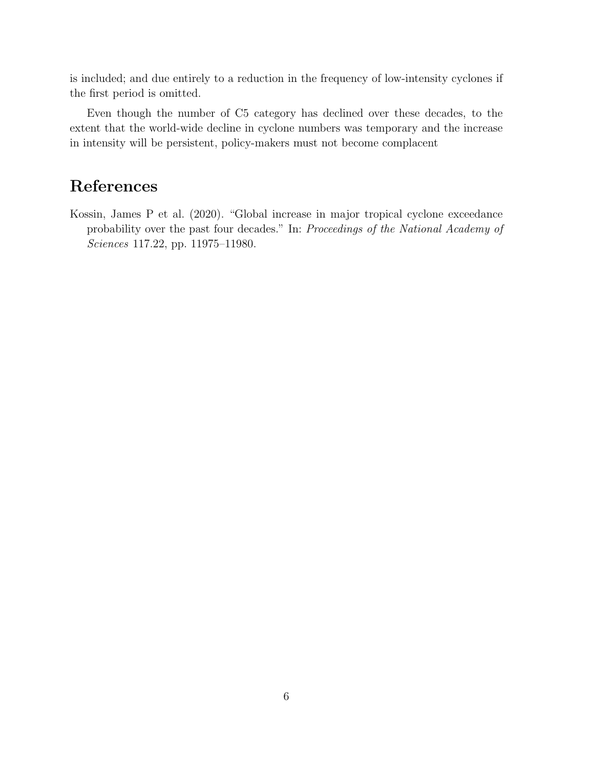is included; and due entirely to a reduction in the frequency of low-intensity cyclones if the first period is omitted.

Even though the number of C5 category has declined over these decades, to the extent that the world-wide decline in cyclone numbers was temporary and the increase in intensity will be persistent, policy-makers must not become complacent

# References

Kossin, James P et al. (2020). "Global increase in major tropical cyclone exceedance probability over the past four decades." In: *Proceedings of the National Academy of Sciences* 117.22, pp. 11975–11980.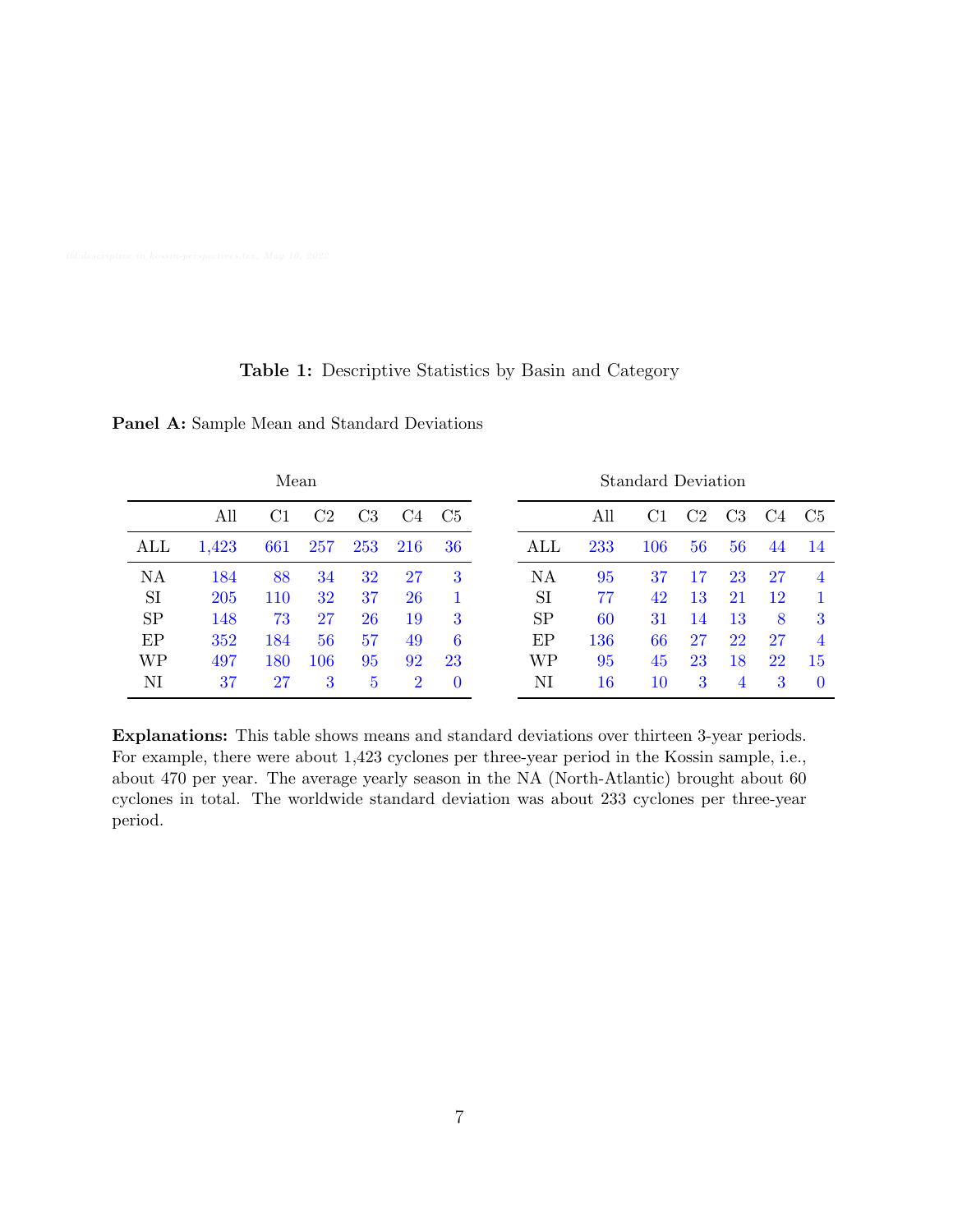**Table 1:** Descriptive Statistics by Basin and Category

**Panel A:** Sample Mean and Standard Deviations

| Mean | | | | | | |
|---|---|---|---|---|---|---|
| | All | C1 | C2 | C3 | C4 | C5 |
| ALL | 1,423 | 661 | 257 | 253 | 216 | 36 |
| NA | 184 | 88 | 34 | 32 | 27 | 3 |
| SI | 205 | 110 | 32 | 37 | 26 | 1 |
| SP | 148 | 73 | 27 | 26 | 19 | 3 |
| EP | 352 | 184 | 56 | 57 | 49 | 6 |
| WP | 497 | 180 | 106 | 95 | 92 | 23 |
| NI | 37 | 27 | 3 | 5 | 2 | 0 |

| Standard Deviation | | | | | | |
|---|---|---|---|---|---|---|
| | All | C1 | C2 | C3 | C4 | C5 |
| ALL | 233 | 106 | 56 | 56 | 44 | 14 |
| NA | 95 | 37 | 17 | 23 | 27 | 4 |
| SI | 77 | 42 | 13 | 21 | 12 | 1 |
| SP | 60 | 31 | 14 | 13 | 8 | 3 |
| EP | 136 | 66 | 27 | 22 | 27 | 4 |
| WP | 95 | 45 | 23 | 18 | 22 | 15 |
| NI | 16 | 10 | 3 | 4 | 3 | 0 |

**Explanations:** This table shows means and standard deviations over thirteen 3-year periods. For example, there were about 1,423 cyclones per three-year period in the Kossin sample, i.e., about 470 per year. The average yearly season in the NA (North-Atlantic) brought about 60 cyclones in total. The worldwide standard deviation was about 233 cyclones per three-year period.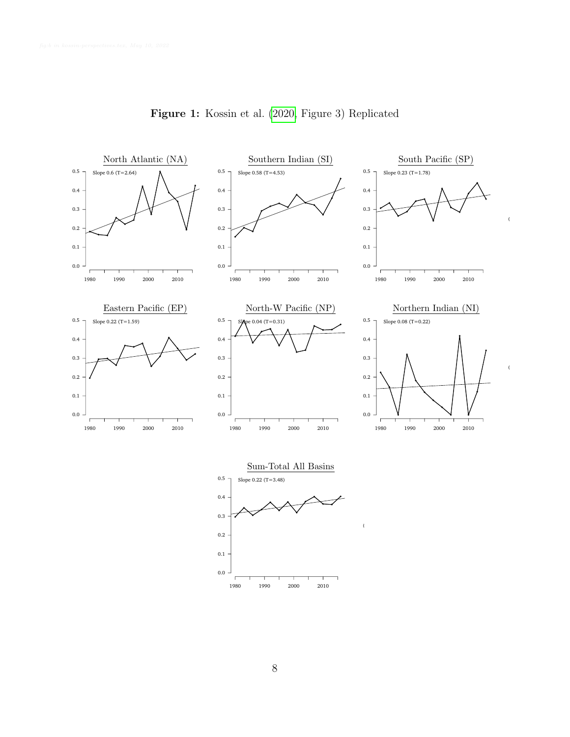**Figure 1:** Kossin et al. (2020, Figure 3) Replicated

North Atlantic (NA)

Slope 0.6 (T=2.64)

Southern Indian (SI)

Slope 0.58 (T=4.53)

South Pacific (SP)

Slope 0.23 (T=1.78)

Eastern Pacific (EP)

Slope 0.22 (T=1.59)

North-W Pacific (NP)

Slope 0.04 (T=0.31)

Northern Indian (NI)

Slope 0.08 (T=0.22)

Sum-Total All Basins

Slope 0.22 (T=3.48)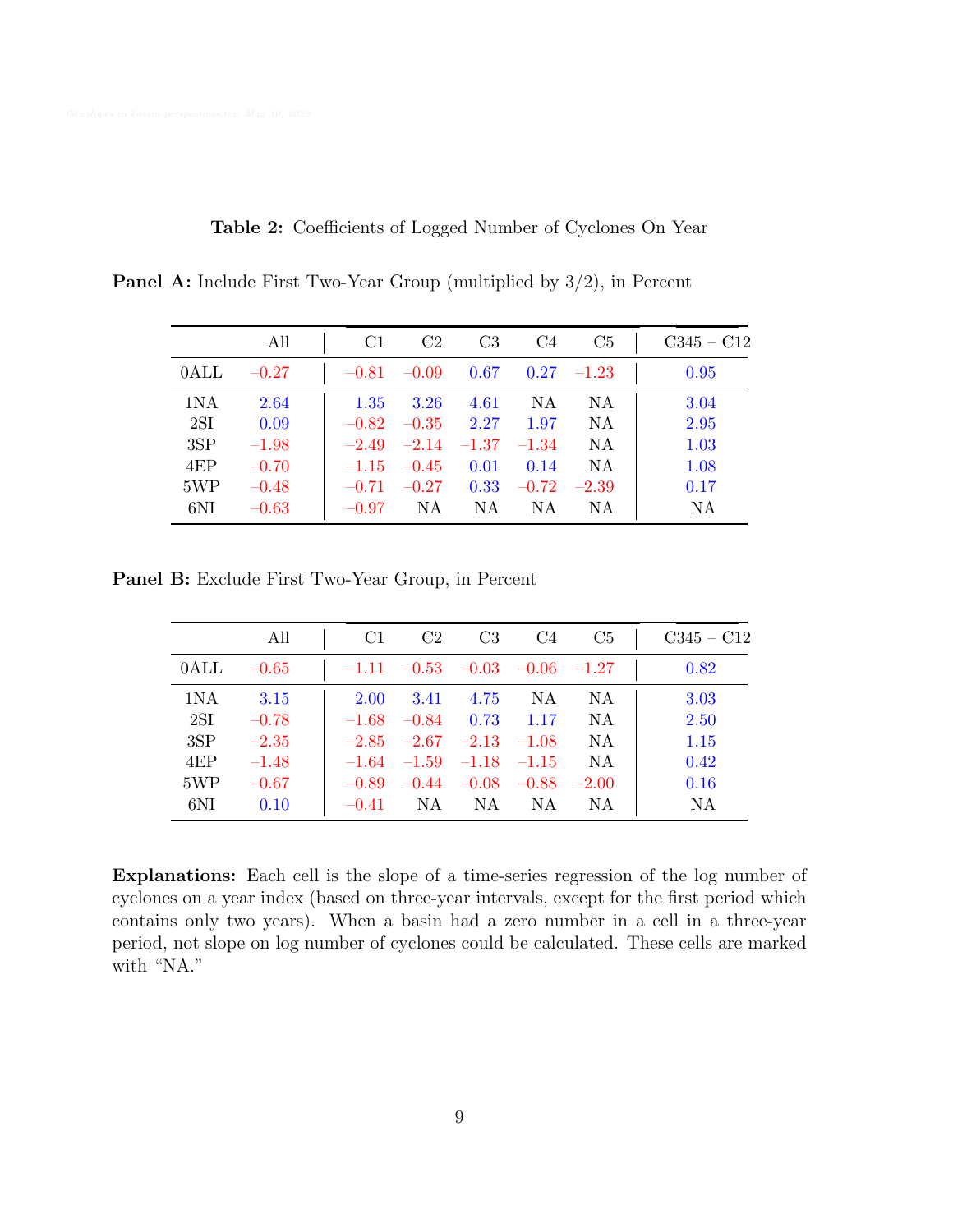**Table 2:** Coefficients of Logged Number of Cyclones On Year

**Panel A:** Include First Two-Year Group (multiplied by 3/2), in Percent

| | All | C1 | C2 | C3 | C4 | C5 | C345 – C12 |
|---|---|---|---|---|---|---|---|
| 0ALL | −0.27 | −0.81 | −0.09 | 0.67 | 0.27 | −1.23 | 0.95 |
| 1NA | 2.64 | 1.35 | 3.26 | 4.61 | NA | NA | 3.04 |
| 2SI | 0.09 | −0.82 | −0.35 | 2.27 | 1.97 | NA | 2.95 |
| 3SP | −1.98 | −2.49 | −2.14 | −1.37 | −1.34 | NA | 1.03 |
| 4EP | −0.70 | −1.15 | −0.45 | 0.01 | 0.14 | NA | 1.08 |
| 5WP | −0.48 | −0.71 | −0.27 | 0.33 | −0.72 | −2.39 | 0.17 |
| 6NI | −0.63 | −0.97 | NA | NA | NA | NA | NA |

**Panel B:** Exclude First Two-Year Group, in Percent

| | All | C1 | C2 | C3 | C4 | C5 | C345 – C12 |
|---|---|---|---|---|---|---|---|
| 0ALL | −0.65 | −1.11 | −0.53 | −0.03 | −0.06 | −1.27 | 0.82 |
| 1NA | 3.15 | 2.00 | 3.41 | 4.75 | NA | NA | 3.03 |
| 2SI | −0.78 | −1.68 | −0.84 | 0.73 | 1.17 | NA | 2.50 |
| 3SP | −2.35 | −2.85 | −2.67 | −2.13 | −1.08 | NA | 1.15 |
| 4EP | −1.48 | −1.64 | −1.59 | −1.18 | −1.15 | NA | 0.42 |
| 5WP | −0.67 | −0.89 | −0.44 | −0.08 | −0.88 | −2.00 | 0.16 |
| 6NI | 0.10 | −0.41 | NA | NA | NA | NA | NA |

**Explanations:** Each cell is the slope of a time-series regression of the log number of cyclones on a year index (based on three-year intervals, except for the first period which contains only two years). When a basin had a zero number in a cell in a three-year period, not slope on log number of cyclones could be calculated. These cells are marked with "NA."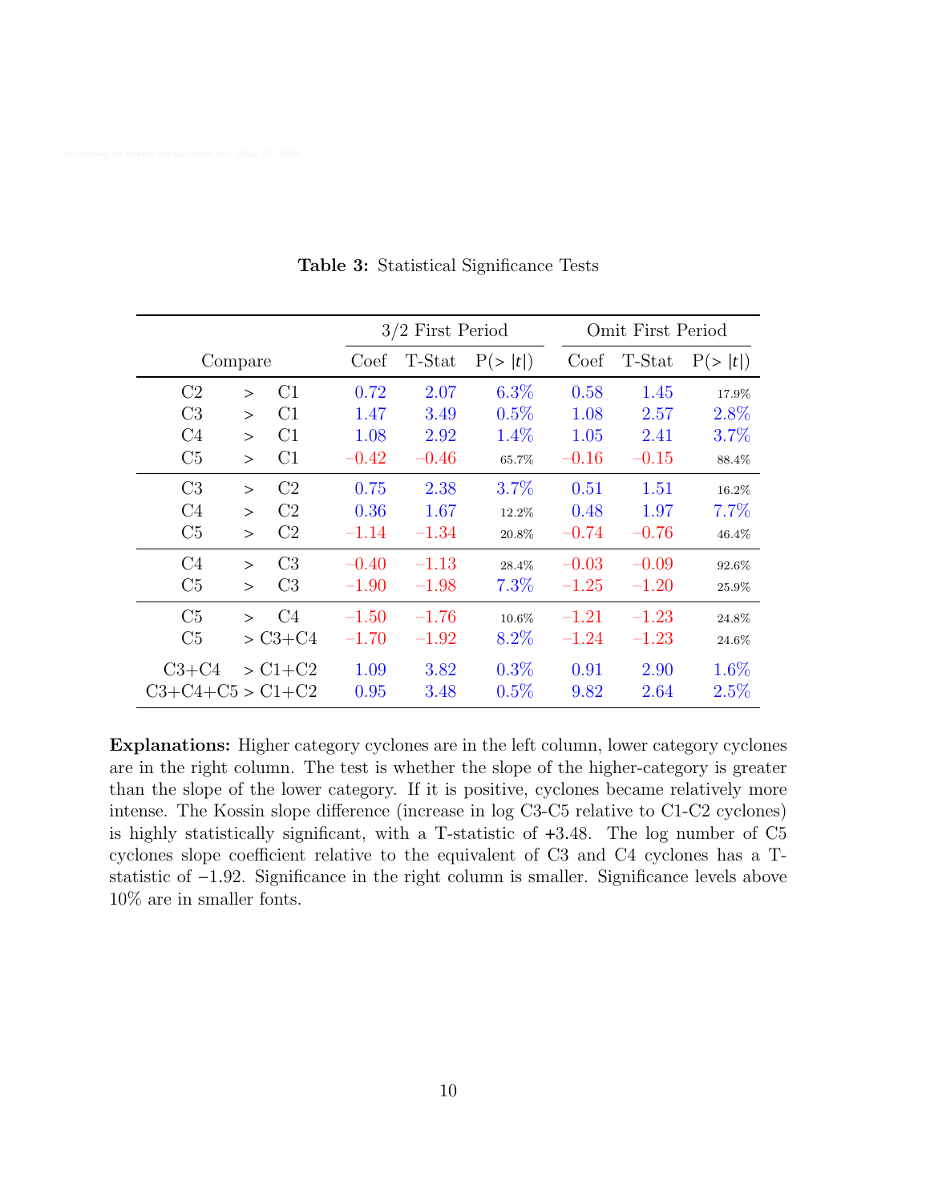**Table 3:** Statistical Significance Tests

| Compare | | | 3/2 First Period | | | Omit First Period | | |
|---|---|---|---|---|---|---|---|---|
| | | | Coef | T-Stat | P(> \|t\|) | Coef | T-Stat | P(> \|t\|) |
| C2 | > | C1 | 0.72 | 2.07 | 6.3% | 0.58 | 1.45 | 17.9% |
| C3 | > | C1 | 1.47 | 3.49 | 0.5% | 1.08 | 2.57 | 2.8% |
| C4 | > | C1 | 1.08 | 2.92 | 1.4% | 1.05 | 2.41 | 3.7% |
| C5 | > | C1 | −0.42 | −0.46 | 65.7% | −0.16 | −0.15 | 88.4% |
| C3 | > | C2 | 0.75 | 2.38 | 3.7% | 0.51 | 1.51 | 16.2% |
| C4 | > | C2 | 0.36 | 1.67 | 12.2% | 0.48 | 1.97 | 7.7% |
| C5 | > | C2 | −1.14 | −1.34 | 20.8% | −0.74 | −0.76 | 46.4% |
| C4 | > | C3 | −0.40 | −1.13 | 28.4% | −0.03 | −0.09 | 92.6% |
| C5 | > | C3 | −1.90 | −1.98 | 7.3% | −1.25 | −1.20 | 25.9% |
| C5 | > | C4 | −1.50 | −1.76 | 10.6% | −1.21 | −1.23 | 24.8% |
| C5 | > | C3+C4 | −1.70 | −1.92 | 8.2% | −1.24 | −1.23 | 24.6% |
| C3+C4 | > | C1+C2 | 1.09 | 3.82 | 0.3% | 0.91 | 2.90 | 1.6% |
| C3+C4+C5 | > | C1+C2 | 0.95 | 3.48 | 0.5% | 9.82 | 2.64 | 2.5% |

**Explanations:** Higher category cyclones are in the left column, lower category cyclones are in the right column. The test is whether the slope of the higher-category is greater than the slope of the lower category. If it is positive, cyclones became relatively more intense. The Kossin slope difference (increase in log C3-C5 relative to C1-C2 cyclones) is highly statistically significant, with a T-statistic of +3.48. The log number of C5 cyclones slope coefficient relative to the equivalent of C3 and C4 cyclones has a T-statistic of −1.92. Significance in the right column is smaller. Significance levels above 10% are in smaller fonts.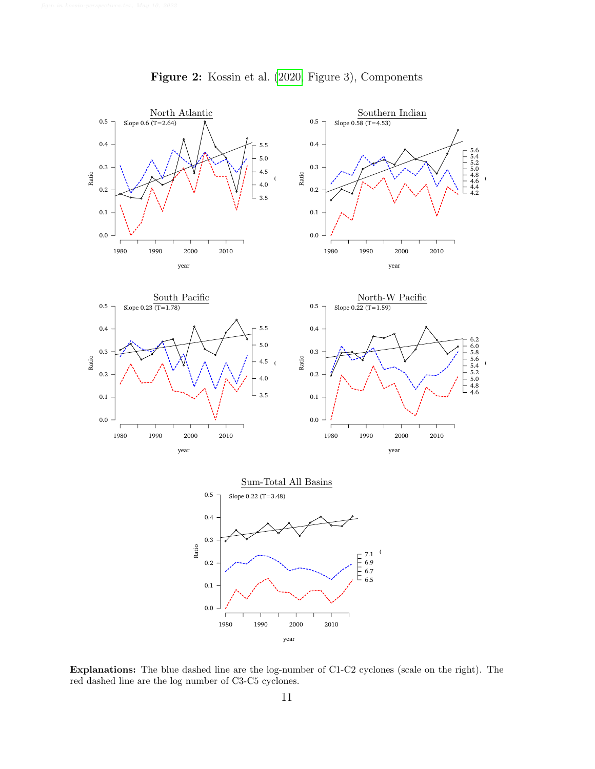**Figure 2:** Kossin et al. (2020, Figure 3), Components

**Explanations:** The blue dashed line are the log-number of C1-C2 cyclones (scale on the right). The red dashed line are the log number of C3-C5 cyclones.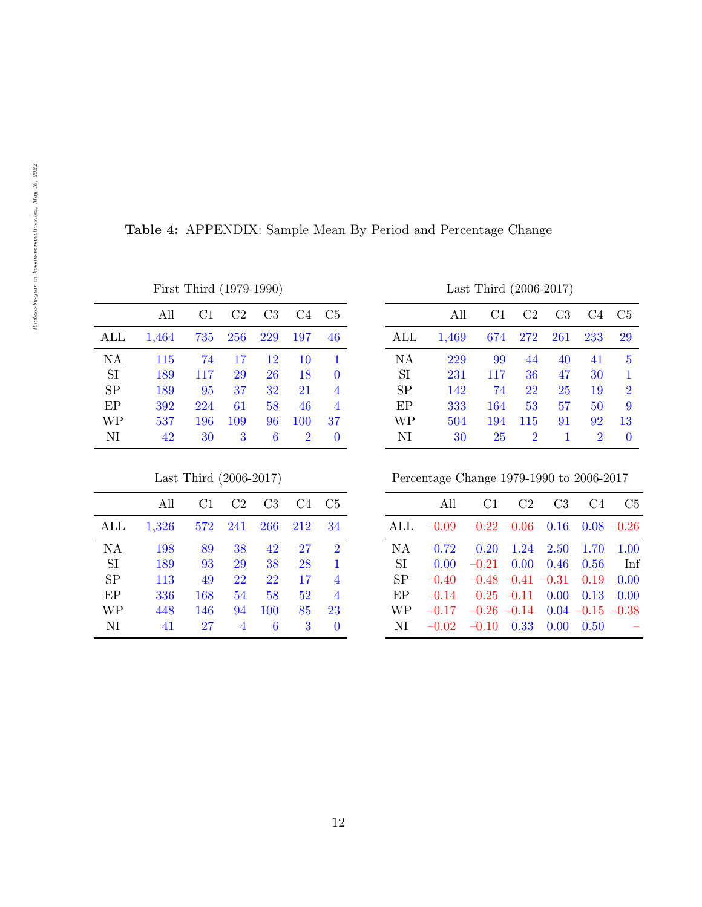**Table 4:** APPENDIX: Sample Mean By Period and Percentage Change

First Third (1979-1990)

| | All | C1 | C2 | C3 | C4 | C5 |
|---|---|---|---|---|---|---|
| ALL | 1,464 | 735 | 256 | 229 | 197 | 46 |
| NA | 115 | 74 | 17 | 12 | 10 | 1 |
| SI | 189 | 117 | 29 | 26 | 18 | 0 |
| SP | 189 | 95 | 37 | 32 | 21 | 4 |
| EP | 392 | 224 | 61 | 58 | 46 | 4 |
| WP | 537 | 196 | 109 | 96 | 100 | 37 |
| NI | 42 | 30 | 3 | 6 | 2 | 0 |

Last Third (2006-2017)

| | All | C1 | C2 | C3 | C4 | C5 |
|---|---|---|---|---|---|---|
| ALL | 1,469 | 674 | 272 | 261 | 233 | 29 |
| NA | 229 | 99 | 44 | 40 | 41 | 5 |
| SI | 231 | 117 | 36 | 47 | 30 | 1 |
| SP | 142 | 74 | 22 | 25 | 19 | 2 |
| EP | 333 | 164 | 53 | 57 | 50 | 9 |
| WP | 504 | 194 | 115 | 91 | 92 | 13 |
| NI | 30 | 25 | 2 | 1 | 2 | 0 |

Last Third (2006-2017)

| | All | C1 | C2 | C3 | C4 | C5 |
|---|---|---|---|---|---|---|
| ALL | 1,326 | 572 | 241 | 266 | 212 | 34 |
| NA | 198 | 89 | 38 | 42 | 27 | 2 |
| SI | 189 | 93 | 29 | 38 | 28 | 1 |
| SP | 113 | 49 | 22 | 22 | 17 | 4 |
| EP | 336 | 168 | 54 | 58 | 52 | 4 |
| WP | 448 | 146 | 94 | 100 | 85 | 23 |
| NI | 41 | 27 | 4 | 6 | 3 | 0 |

Percentage Change 1979-1990 to 2006-2017

| | All | C1 | C2 | C3 | C4 | C5 |
|---|---|---|---|---|---|---|
| ALL | −0.09 | −0.22 | −0.06 | 0.16 | 0.08 | −0.26 |
| NA | 0.72 | 0.20 | 1.24 | 2.50 | 1.70 | 1.00 |
| SI | 0.00 | −0.21 | 0.00 | 0.46 | 0.56 | Inf |
| SP | −0.40 | −0.48 | −0.41 | −0.31 | −0.19 | 0.00 |
| EP | −0.14 | −0.25 | −0.11 | 0.00 | 0.13 | 0.00 |
| WP | −0.17 | −0.26 | −0.14 | 0.04 | −0.15 | −0.38 |
| NI | −0.02 | −0.10 | 0.33 | 0.00 | 0.50 | – |